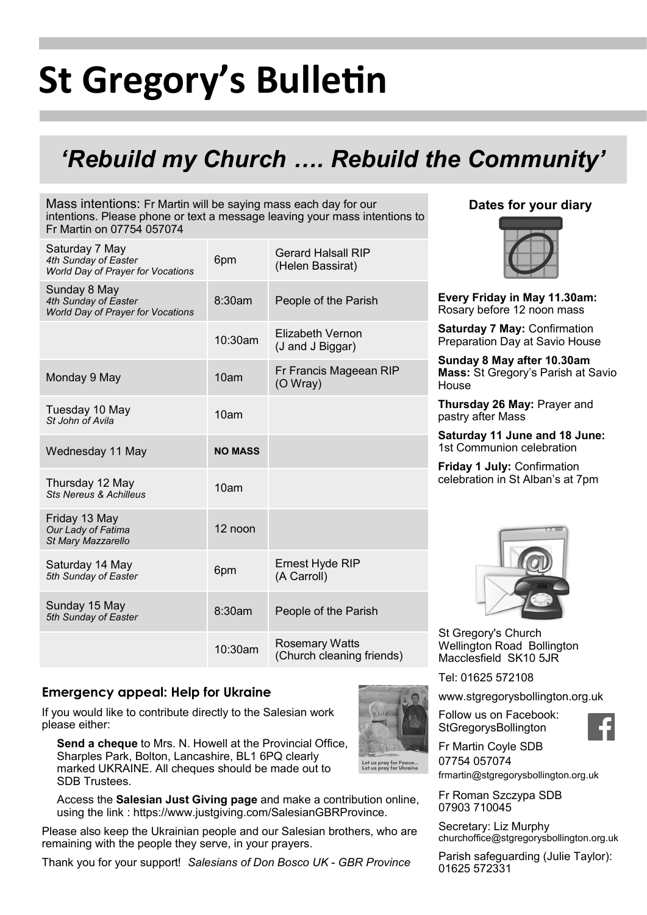# St Gregory's Bulletin

## *'Rebuild my Church …. Rebuild the Community'*

Mass intentions: Fr Martin will be saying mass each day for our intentions. Please phone or text a message leaving your mass intentions to Fr Martin on 07754 057074

| Day | Time | Intention |
|---|---|---|
| Saturday 7 May<br>*4th Sunday of Easter*<br>*World Day of Prayer for Vocations* | 6pm | Gerard Halsall RIP (Helen Bassirat) |
| Sunday 8 May<br>*4th Sunday of Easter*<br>*World Day of Prayer for Vocations* | 8:30am | People of the Parish |
| | 10:30am | Elizabeth Vernon (J and J Biggar) |
| Monday 9 May | 10am | Fr Francis Mageean RIP (O Wray) |
| Tuesday 10 May<br>*St John of Avila* | 10am | |
| Wednesday 11 May | **NO MASS** | |
| Thursday 12 May<br>*Sts Nereus & Achilleus* | 10am | |
| Friday 13 May<br>*Our Lady of Fatima*<br>*St Mary Mazzarello* | 12 noon | |
| Saturday 14 May<br>*5th Sunday of Easter* | 6pm | Ernest Hyde RIP (A Carroll) |
| Sunday 15 May<br>*5th Sunday of Easter* | 8:30am | People of the Parish |
| | 10:30am | Rosemary Watts (Church cleaning friends) |

### Emergency appeal: Help for Ukraine

If you would like to contribute directly to the Salesian work please either:

**Send a cheque** to Mrs. N. Howell at the Provincial Office, Sharples Park, Bolton, Lancashire, BL1 6PQ clearly marked UKRAINE. All cheques should be made out to SDB Trustees.

Access the **Salesian Just Giving page** and make a contribution online, using the link : https://www.justgiving.com/SalesianGBRProvince.

Please also keep the Ukrainian people and our Salesian brothers, who are remaining with the people they serve, in your prayers.

Thank you for your support! *Salesians of Don Bosco UK - GBR Province*

### Dates for your diary

**Every Friday in May 11.30am:** Rosary before 12 noon mass

**Saturday 7 May:** Confirmation Preparation Day at Savio House

**Sunday 8 May after 10.30am Mass:** St Gregory's Parish at Savio House

**Thursday 26 May:** Prayer and pastry after Mass

**Saturday 11 June and 18 June:** 1st Communion celebration

**Friday 1 July:** Confirmation celebration in St Alban's at 7pm

St Gregory's Church
Wellington Road Bollington
Macclesfield SK10 5JR

Tel: 01625 572108

www.stgregorysbollington.org.uk

Follow us on Facebook: StGregorysBollington

Fr Martin Coyle SDB
07754 057074
frmartin@stgregorysbollington.org.uk

Fr Roman Szczypa SDB
07903 710045

Secretary: Liz Murphy
churchoffice@stgregorysbollington.org.uk

Parish safeguarding (Julie Taylor): 01625 572331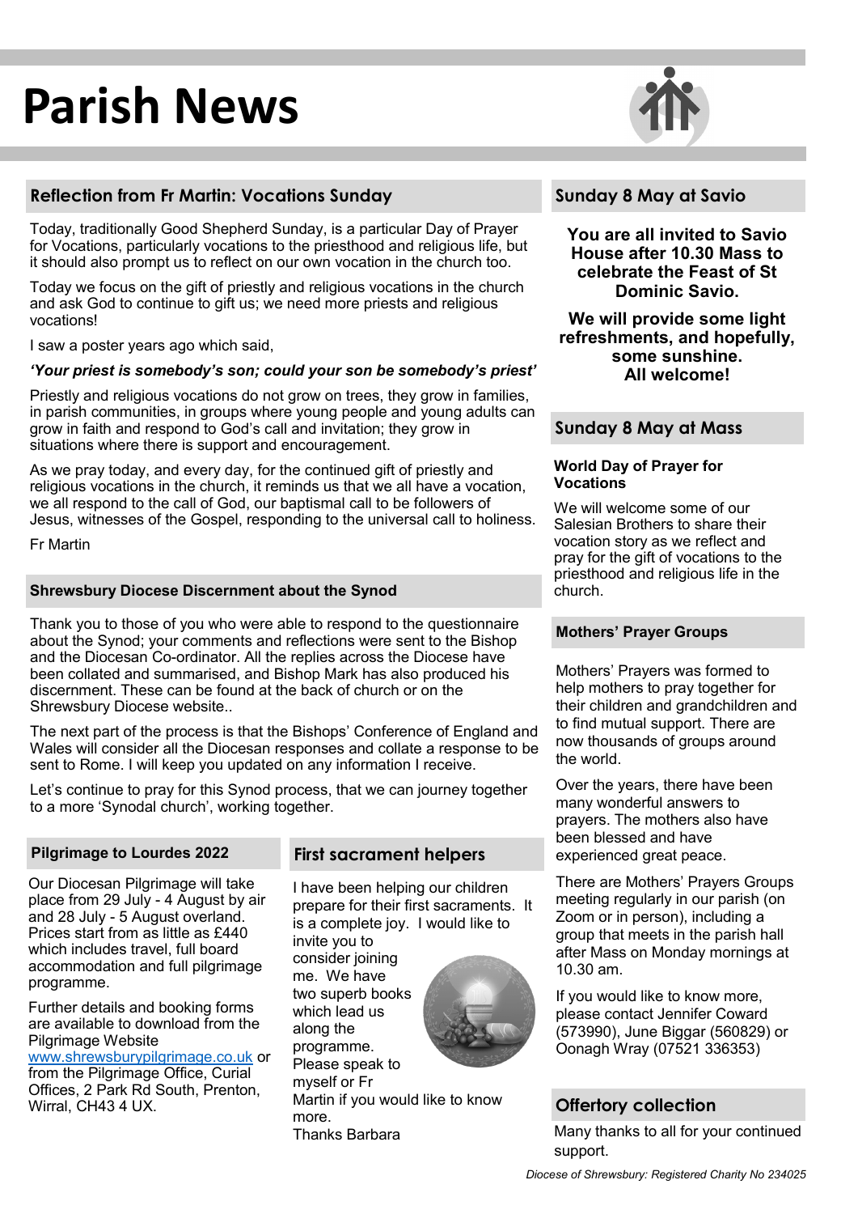# Parish News

## Reflection from Fr Martin: Vocations Sunday

Today, traditionally Good Shepherd Sunday, is a particular Day of Prayer for Vocations, particularly vocations to the priesthood and religious life, but it should also prompt us to reflect on our own vocation in the church too.

Today we focus on the gift of priestly and religious vocations in the church and ask God to continue to gift us; we need more priests and religious vocations!

I saw a poster years ago which said,

***'Your priest is somebody's son; could your son be somebody's priest'***

Priestly and religious vocations do not grow on trees, they grow in families, in parish communities, in groups where young people and young adults can grow in faith and respond to God's call and invitation; they grow in situations where there is support and encouragement.

As we pray today, and every day, for the continued gift of priestly and religious vocations in the church, it reminds us that we all have a vocation, we all respond to the call of God, our baptismal call to be followers of Jesus, witnesses of the Gospel, responding to the universal call to holiness.

Fr Martin

## Shrewsbury Diocese Discernment about the Synod

Thank you to those of you who were able to respond to the questionnaire about the Synod; your comments and reflections were sent to the Bishop and the Diocesan Co-ordinator. All the replies across the Diocese have been collated and summarised, and Bishop Mark has also produced his discernment. These can be found at the back of church or on the Shrewsbury Diocese website..

The next part of the process is that the Bishops' Conference of England and Wales will consider all the Diocesan responses and collate a response to be sent to Rome. I will keep you updated on any information I receive.

Let's continue to pray for this Synod process, that we can journey together to a more 'Synodal church', working together.

## Pilgrimage to Lourdes 2022

Our Diocesan Pilgrimage will take place from 29 July - 4 August by air and 28 July - 5 August overland. Prices start from as little as £440 which includes travel, full board accommodation and full pilgrimage programme.

Further details and booking forms are available to download from the Pilgrimage Website www.shrewsburypilgrimage.co.uk or from the Pilgrimage Office, Curial Offices, 2 Park Rd South, Prenton, Wirral, CH43 4 UX.

## First sacrament helpers

I have been helping our children prepare for their first sacraments. It is a complete joy. I would like to invite you to consider joining me. We have two superb books which lead us along the programme. Please speak to myself or Fr Martin if you would like to know more.
Thanks Barbara

## Sunday 8 May at Savio

**You are all invited to Savio House after 10.30 Mass to celebrate the Feast of St Dominic Savio.**

**We will provide some light refreshments, and hopefully, some sunshine. All welcome!**

## Sunday 8 May at Mass

**World Day of Prayer for Vocations**

We will welcome some of our Salesian Brothers to share their vocation story as we reflect and pray for the gift of vocations to the priesthood and religious life in the church.

## Mothers' Prayer Groups

Mothers' Prayers was formed to help mothers to pray together for their children and grandchildren and to find mutual support. There are now thousands of groups around the world.

Over the years, there have been many wonderful answers to prayers. The mothers also have been blessed and have experienced great peace.

There are Mothers' Prayers Groups meeting regularly in our parish (on Zoom or in person), including a group that meets in the parish hall after Mass on Monday mornings at 10.30 am.

If you would like to know more, please contact Jennifer Coward (573990), June Biggar (560829) or Oonagh Wray (07521 336353)

## Offertory collection

Many thanks to all for your continued support.

*Diocese of Shrewsbury: Registered Charity No 234025*